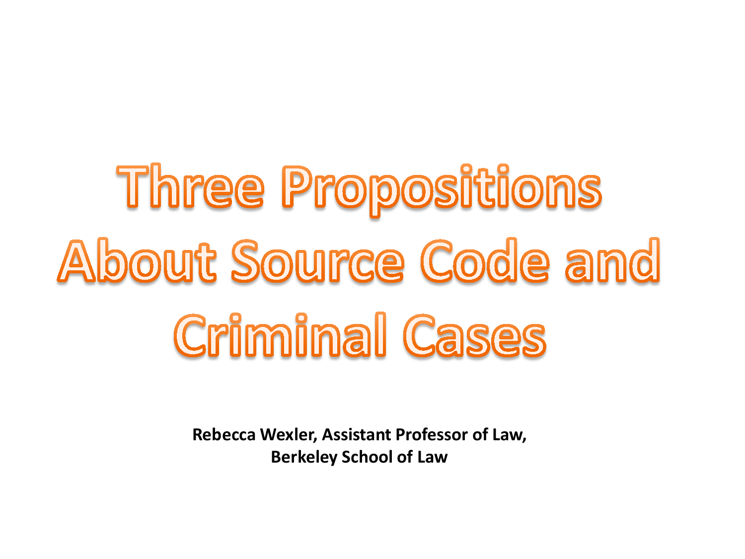# Three Propositions About Source Code and Criminal Cases

**Rebecca Wexler, Assistant Professor of Law, Berkeley School of Law**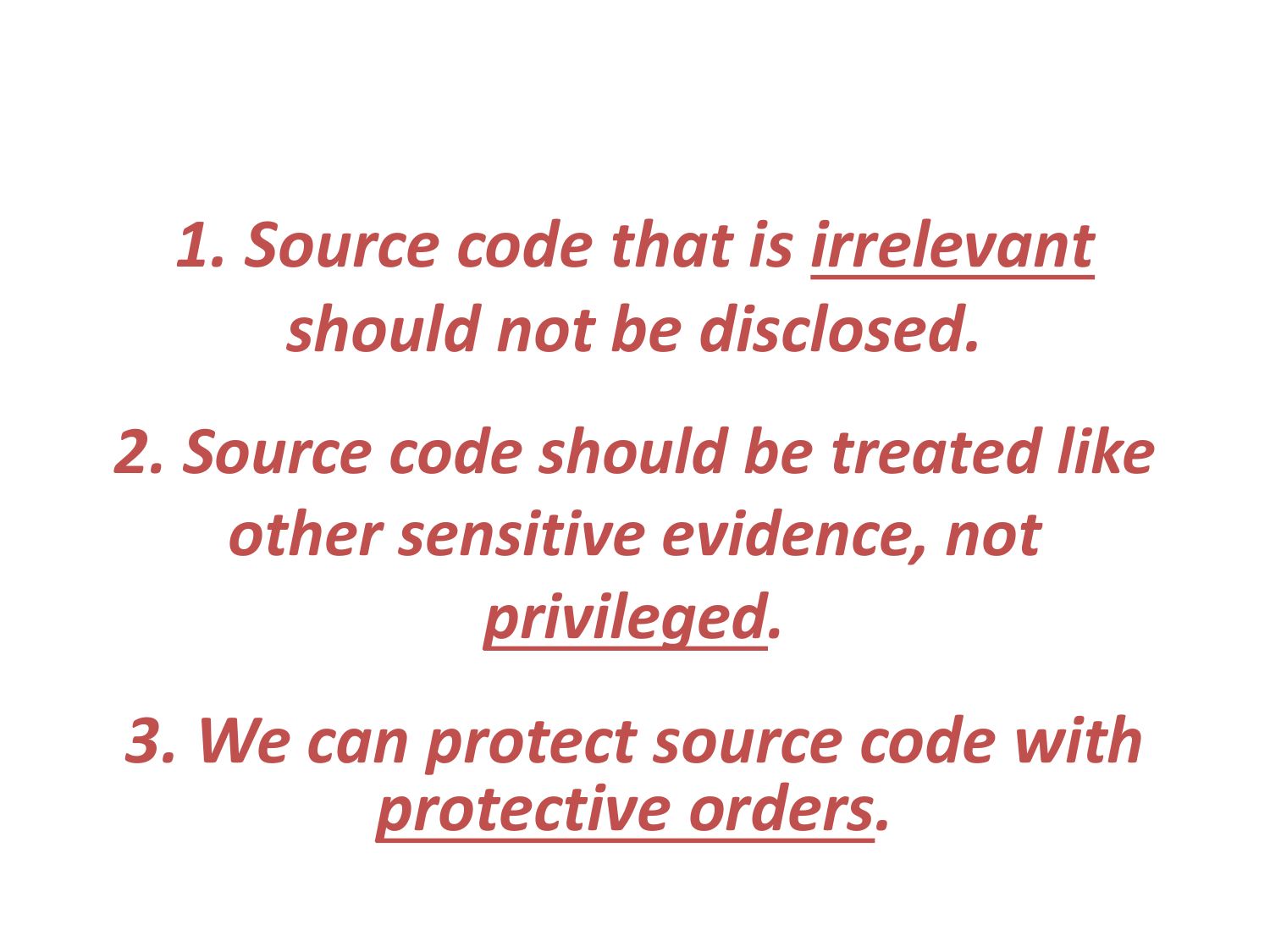*1. Source code that is <u>irrelevant</u> should not be disclosed.*

*2. Source code should be treated like other sensitive evidence, not <u>privileged</u>.*

*3. We can protect source code with <u>protective orders</u>.*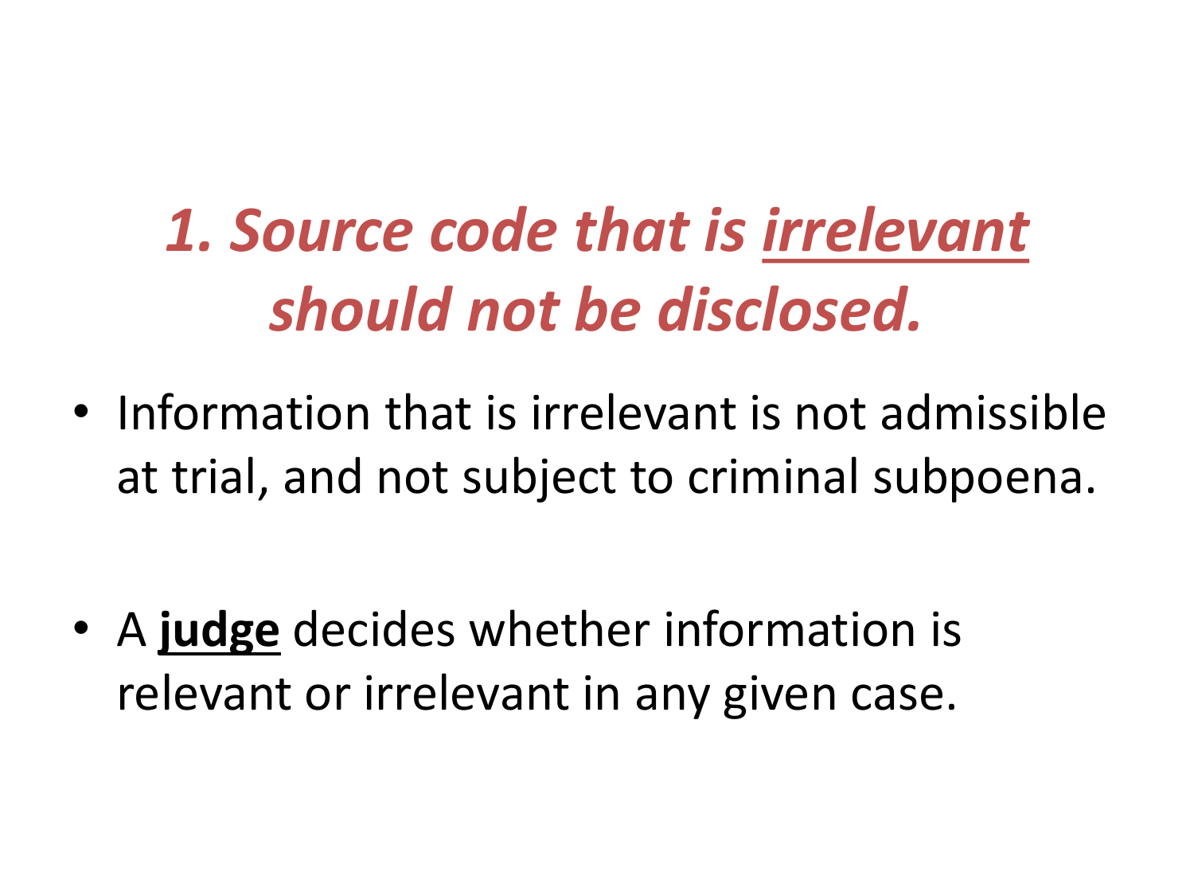## *1. Source code that is <u>irrelevant</u> should not be disclosed.*

- Information that is irrelevant is not admissible at trial, and not subject to criminal subpoena.

- A <u>**judge**</u> decides whether information is relevant or irrelevant in any given case.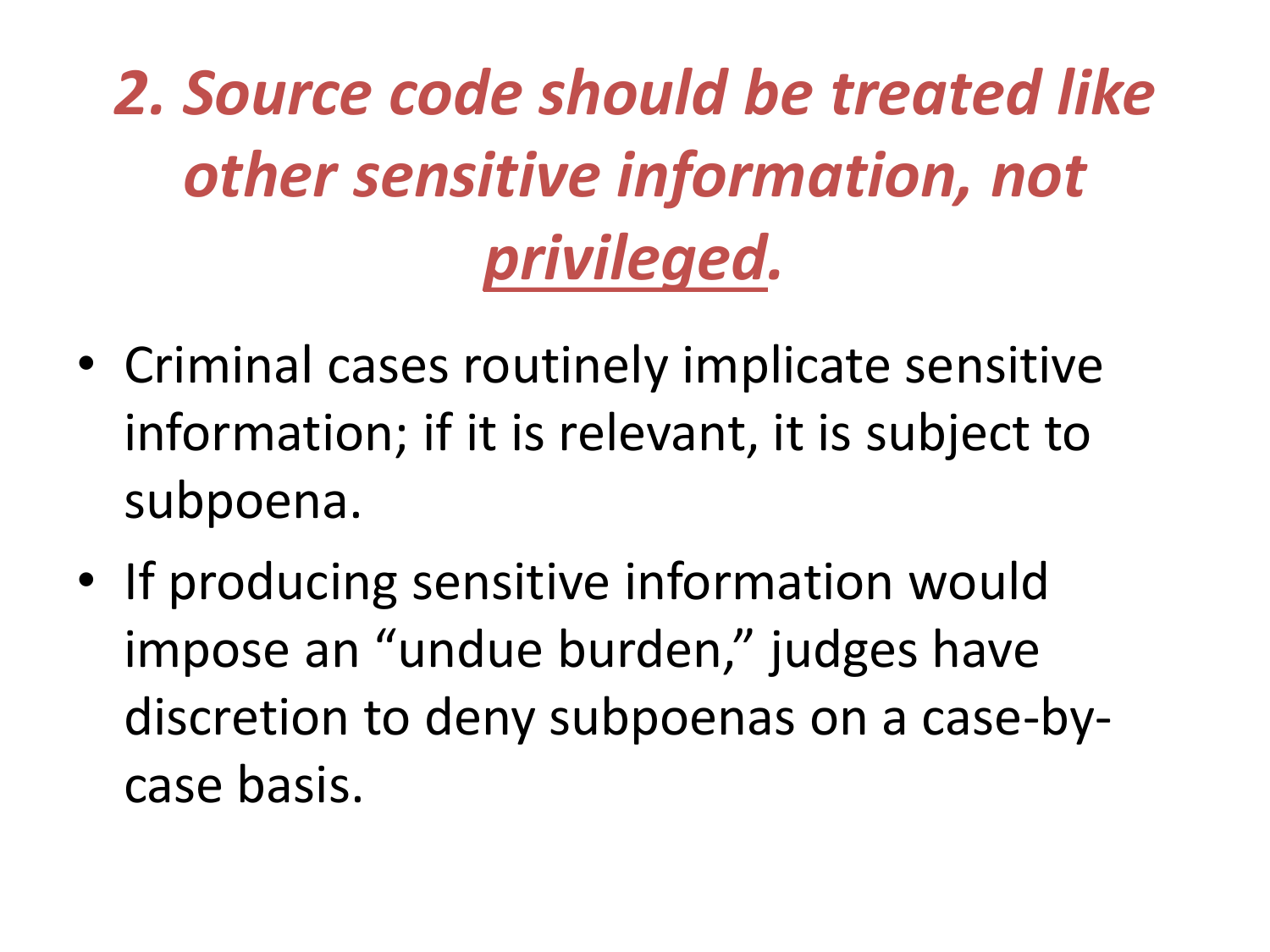# *2. Source code should be treated like other sensitive information, not privileged.*

- Criminal cases routinely implicate sensitive information; if it is relevant, it is subject to subpoena.
- If producing sensitive information would impose an "undue burden," judges have discretion to deny subpoenas on a case-by-case basis.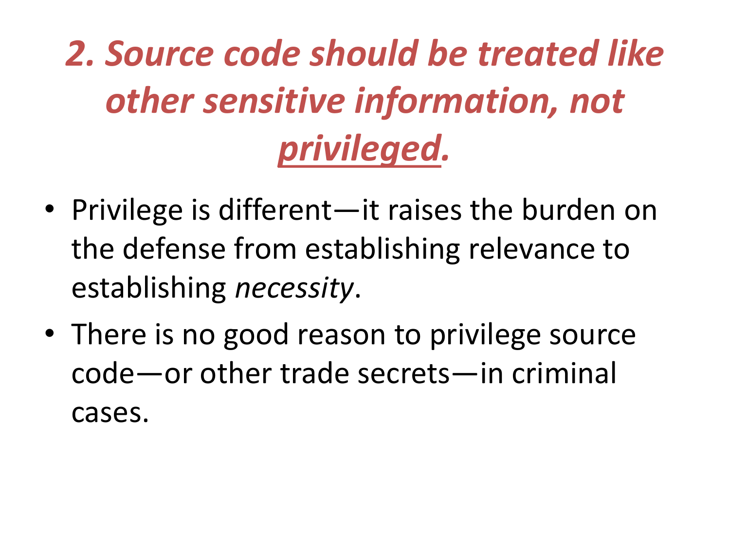# *2. Source code should be treated like other sensitive information, not privileged.*

- Privilege is different—it raises the burden on the defense from establishing relevance to establishing *necessity*.
- There is no good reason to privilege source code—or other trade secrets—in criminal cases.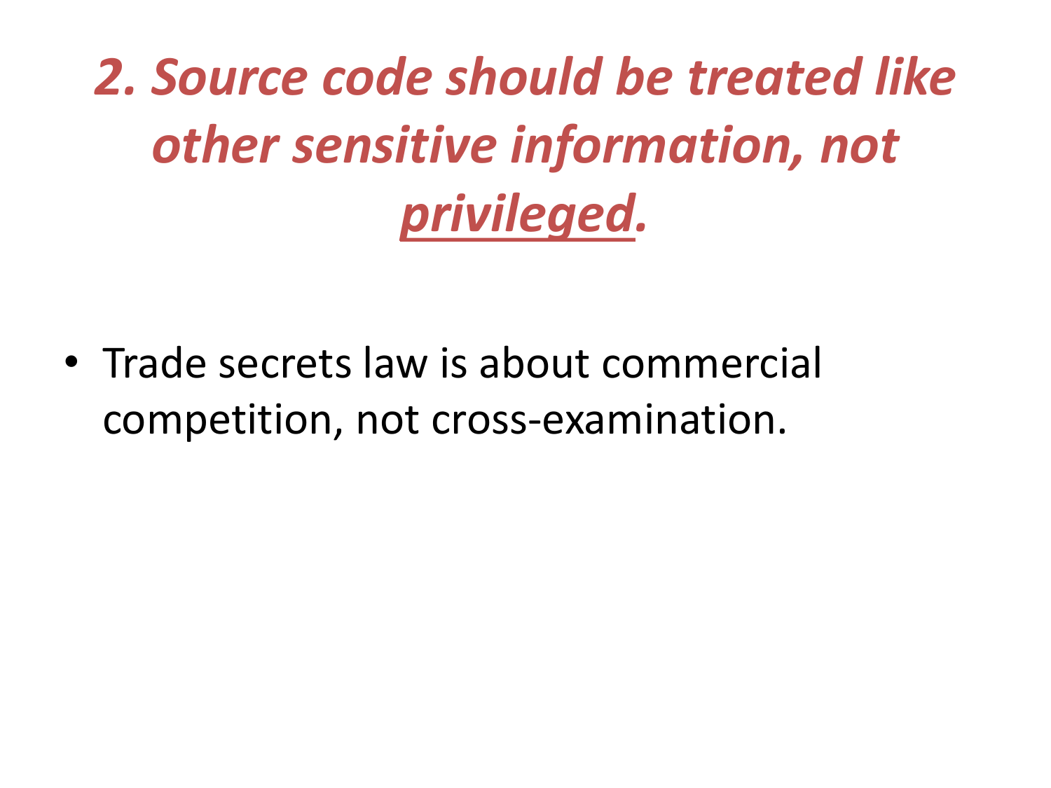# *2. Source code should be treated like other sensitive information, not <u>privileged</u>.*

- Trade secrets law is about commercial competition, not cross-examination.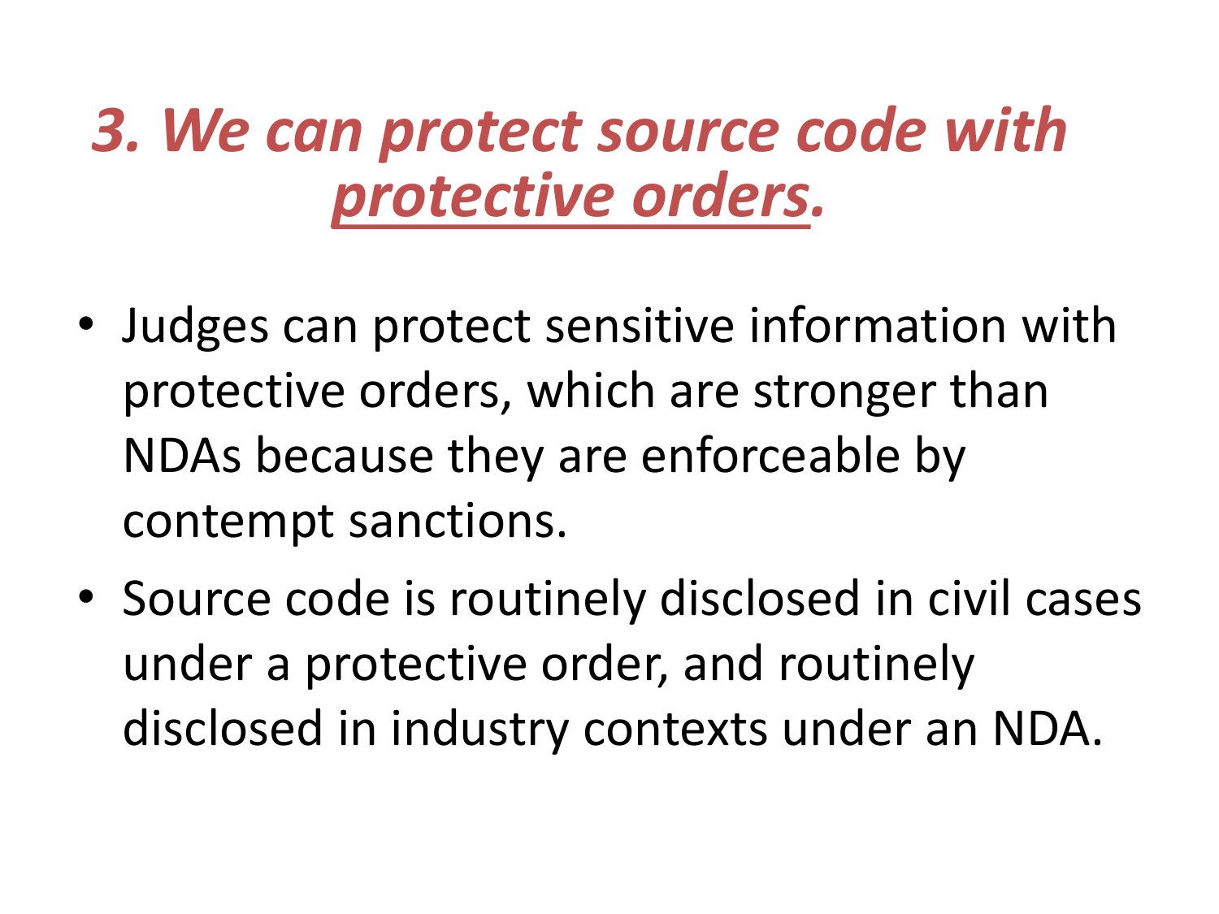# *3. We can protect source code with <u>protective orders</u>.*

- Judges can protect sensitive information with protective orders, which are stronger than NDAs because they are enforceable by contempt sanctions.
- Source code is routinely disclosed in civil cases under a protective order, and routinely disclosed in industry contexts under an NDA.